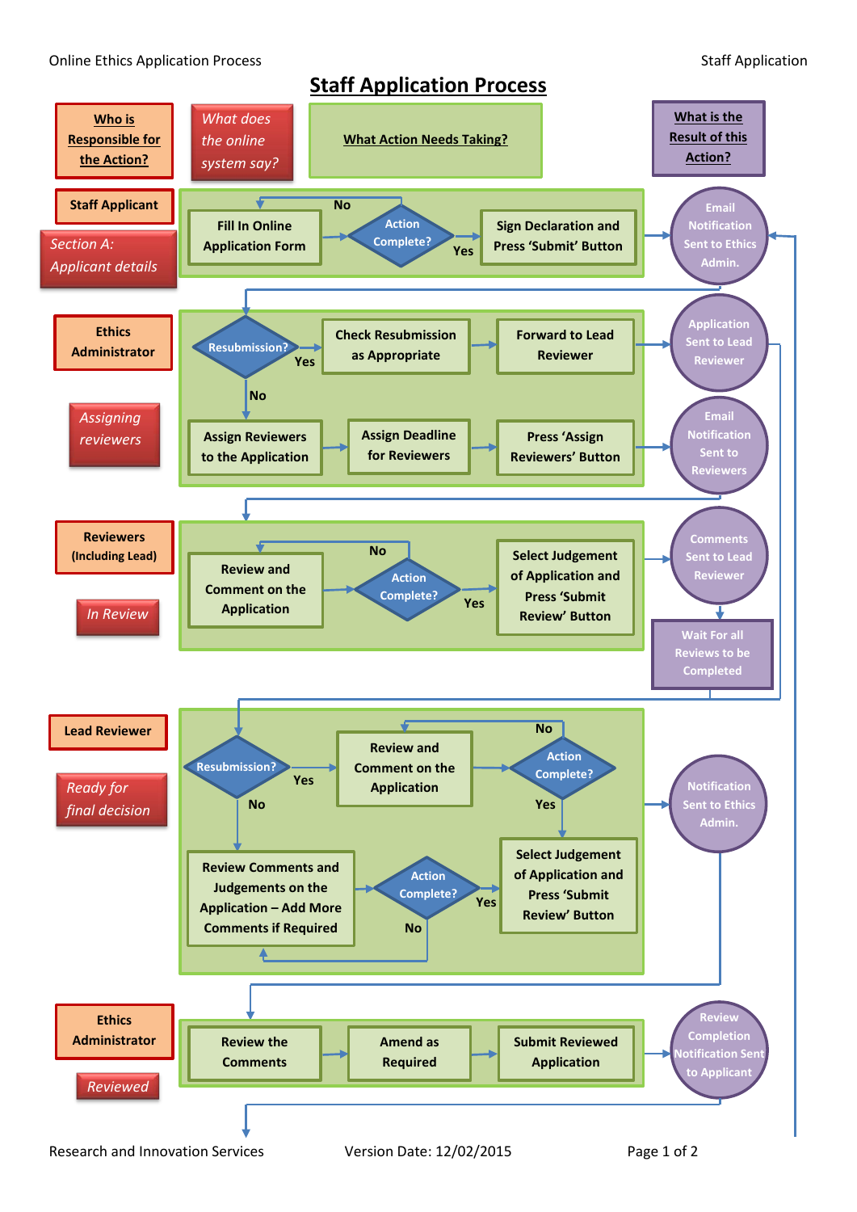# Staff Application Process

| Who is Responsible for the Action? | What does the online system say? | What Action Needs Taking? | What is the Result of this Action? |
|---|---|---|---|
| Staff Applicant | *Section A: Applicant details* | Fill In Online Application Form → Action Complete? (No: return to Fill In Online Application Form; Yes: continue) → Sign Declaration and Press 'Submit' Button | Email Notification Sent to Ethics Admin. |
| Ethics Administrator | *Assigning reviewers* | Resubmission? (Yes: Check Resubmission as Appropriate → Forward to Lead Reviewer; No: Assign Reviewers to the Application → Assign Deadline for Reviewers → Press 'Assign Reviewers' Button) | Application Sent to Lead Reviewer; Email Notification Sent to Reviewers |
| Reviewers (Including Lead) | *In Review* | Review and Comment on the Application → Action Complete? (No: return to Review and Comment on the Application; Yes: continue) → Select Judgement of Application and Press 'Submit Review' Button | Comments Sent to Lead Reviewer → Wait For all Reviews to be Completed |
| Lead Reviewer | *Ready for final decision* | Resubmission? (Yes: Review and Comment on the Application → Action Complete? (No: return to Review and Comment on the Application; Yes: Select Judgement of Application and Press 'Submit Review' Button); No: Review Comments and Judgements on the Application – Add More Comments if Required → Action Complete? (No: return to Review Comments and Judgements; Yes: Select Judgement of Application and Press 'Submit Review' Button)) | Notification Sent to Ethics Admin. |
| Ethics Administrator | *Reviewed* | Review the Comments → Amend as Required → Submit Reviewed Application | Review Completion Notification Sent to Applicant |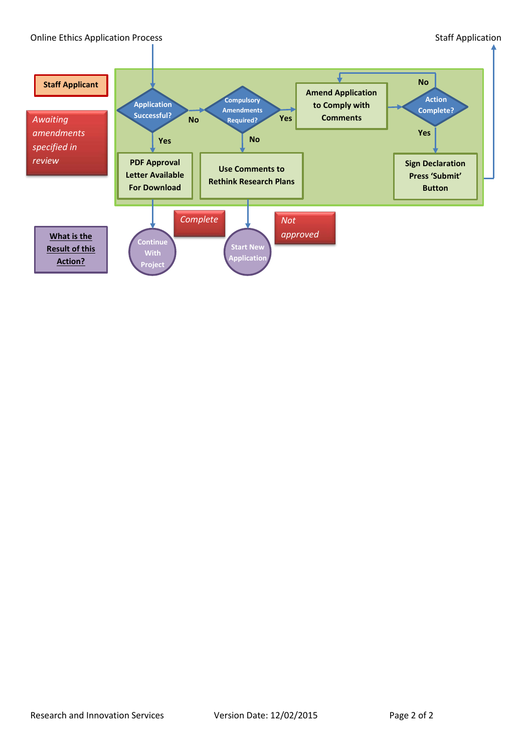Online Ethics Application Process

Staff Application

**Staff Applicant**

*Awaiting amendments specified in review*

Application Successful?

No

Yes

Compulsory Amendments Required?

Yes

No

**Amend Application to Comply with Comments**

Action Complete?

No

Yes

**PDF Approval Letter Available For Download**

**Use Comments to Rethink Research Plans**

**Sign Declaration Press 'Submit' Button**

*Complete*

*Not approved*

**What is the Result of this Action?**

Continue With Project

Start New Application

Research and Innovation Services

Version Date: 12/02/2015